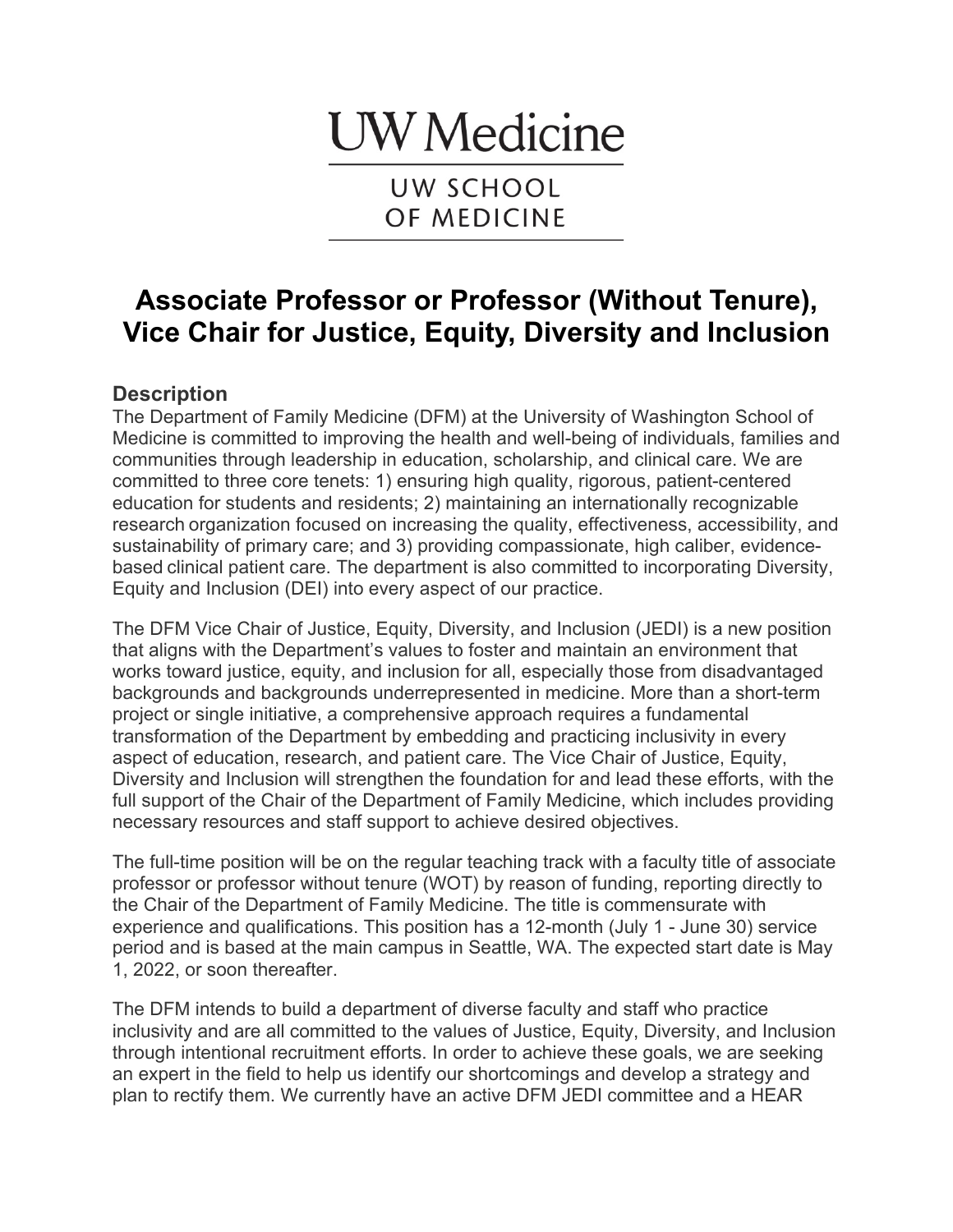UW Medicine

UW SCHOOL OF MEDICINE

# Associate Professor or Professor (Without Tenure), Vice Chair for Justice, Equity, Diversity and Inclusion

## Description

The Department of Family Medicine (DFM) at the University of Washington School of Medicine is committed to improving the health and well-being of individuals, families and communities through leadership in education, scholarship, and clinical care. We are committed to three core tenets: 1) ensuring high quality, rigorous, patient-centered education for students and residents; 2) maintaining an internationally recognizable research organization focused on increasing the quality, effectiveness, accessibility, and sustainability of primary care; and 3) providing compassionate, high caliber, evidence-based clinical patient care. The department is also committed to incorporating Diversity, Equity and Inclusion (DEI) into every aspect of our practice.

The DFM Vice Chair of Justice, Equity, Diversity, and Inclusion (JEDI) is a new position that aligns with the Department's values to foster and maintain an environment that works toward justice, equity, and inclusion for all, especially those from disadvantaged backgrounds and backgrounds underrepresented in medicine. More than a short-term project or single initiative, a comprehensive approach requires a fundamental transformation of the Department by embedding and practicing inclusivity in every aspect of education, research, and patient care. The Vice Chair of Justice, Equity, Diversity and Inclusion will strengthen the foundation for and lead these efforts, with the full support of the Chair of the Department of Family Medicine, which includes providing necessary resources and staff support to achieve desired objectives.

The full-time position will be on the regular teaching track with a faculty title of associate professor or professor without tenure (WOT) by reason of funding, reporting directly to the Chair of the Department of Family Medicine. The title is commensurate with experience and qualifications. This position has a 12-month (July 1 - June 30) service period and is based at the main campus in Seattle, WA. The expected start date is May 1, 2022, or soon thereafter.

The DFM intends to build a department of diverse faculty and staff who practice inclusivity and are all committed to the values of Justice, Equity, Diversity, and Inclusion through intentional recruitment efforts. In order to achieve these goals, we are seeking an expert in the field to help us identify our shortcomings and develop a strategy and plan to rectify them. We currently have an active DFM JEDI committee and a HEAR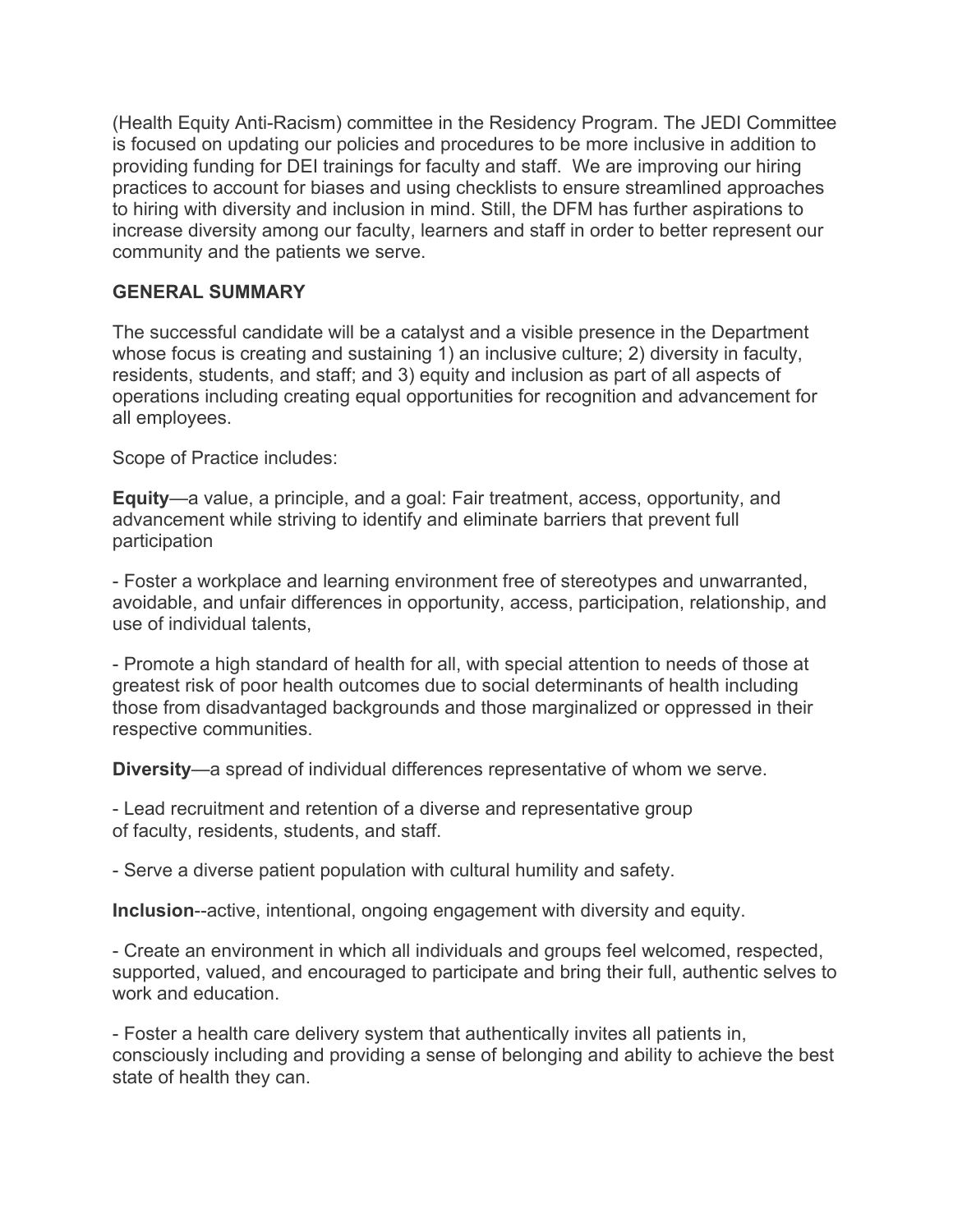(Health Equity Anti-Racism) committee in the Residency Program. The JEDI Committee is focused on updating our policies and procedures to be more inclusive in addition to providing funding for DEI trainings for faculty and staff. We are improving our hiring practices to account for biases and using checklists to ensure streamlined approaches to hiring with diversity and inclusion in mind. Still, the DFM has further aspirations to increase diversity among our faculty, learners and staff in order to better represent our community and the patients we serve.

**GENERAL SUMMARY**

The successful candidate will be a catalyst and a visible presence in the Department whose focus is creating and sustaining 1) an inclusive culture; 2) diversity in faculty, residents, students, and staff; and 3) equity and inclusion as part of all aspects of operations including creating equal opportunities for recognition and advancement for all employees.

Scope of Practice includes:

**Equity**—a value, a principle, and a goal: Fair treatment, access, opportunity, and advancement while striving to identify and eliminate barriers that prevent full participation

- Foster a workplace and learning environment free of stereotypes and unwarranted, avoidable, and unfair differences in opportunity, access, participation, relationship, and use of individual talents,

- Promote a high standard of health for all, with special attention to needs of those at greatest risk of poor health outcomes due to social determinants of health including those from disadvantaged backgrounds and those marginalized or oppressed in their respective communities.

**Diversity**—a spread of individual differences representative of whom we serve.

- Lead recruitment and retention of a diverse and representative group of faculty, residents, students, and staff.

- Serve a diverse patient population with cultural humility and safety.

**Inclusion**--active, intentional, ongoing engagement with diversity and equity.

- Create an environment in which all individuals and groups feel welcomed, respected, supported, valued, and encouraged to participate and bring their full, authentic selves to work and education.

- Foster a health care delivery system that authentically invites all patients in, consciously including and providing a sense of belonging and ability to achieve the best state of health they can.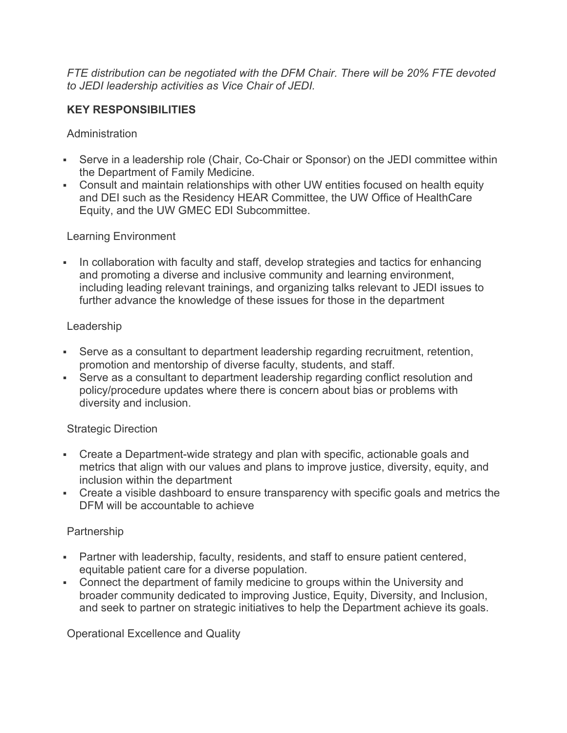*FTE distribution can be negotiated with the DFM Chair. There will be 20% FTE devoted to JEDI leadership activities as Vice Chair of JEDI.*

**KEY RESPONSIBILITIES**

Administration

- Serve in a leadership role (Chair, Co-Chair or Sponsor) on the JEDI committee within the Department of Family Medicine.
- Consult and maintain relationships with other UW entities focused on health equity and DEI such as the Residency HEAR Committee, the UW Office of HealthCare Equity, and the UW GMEC EDI Subcommittee.

Learning Environment

- In collaboration with faculty and staff, develop strategies and tactics for enhancing and promoting a diverse and inclusive community and learning environment, including leading relevant trainings, and organizing talks relevant to JEDI issues to further advance the knowledge of these issues for those in the department

Leadership

- Serve as a consultant to department leadership regarding recruitment, retention, promotion and mentorship of diverse faculty, students, and staff.
- Serve as a consultant to department leadership regarding conflict resolution and policy/procedure updates where there is concern about bias or problems with diversity and inclusion.

Strategic Direction

- Create a Department-wide strategy and plan with specific, actionable goals and metrics that align with our values and plans to improve justice, diversity, equity, and inclusion within the department
- Create a visible dashboard to ensure transparency with specific goals and metrics the DFM will be accountable to achieve

Partnership

- Partner with leadership, faculty, residents, and staff to ensure patient centered, equitable patient care for a diverse population.
- Connect the department of family medicine to groups within the University and broader community dedicated to improving Justice, Equity, Diversity, and Inclusion, and seek to partner on strategic initiatives to help the Department achieve its goals.

Operational Excellence and Quality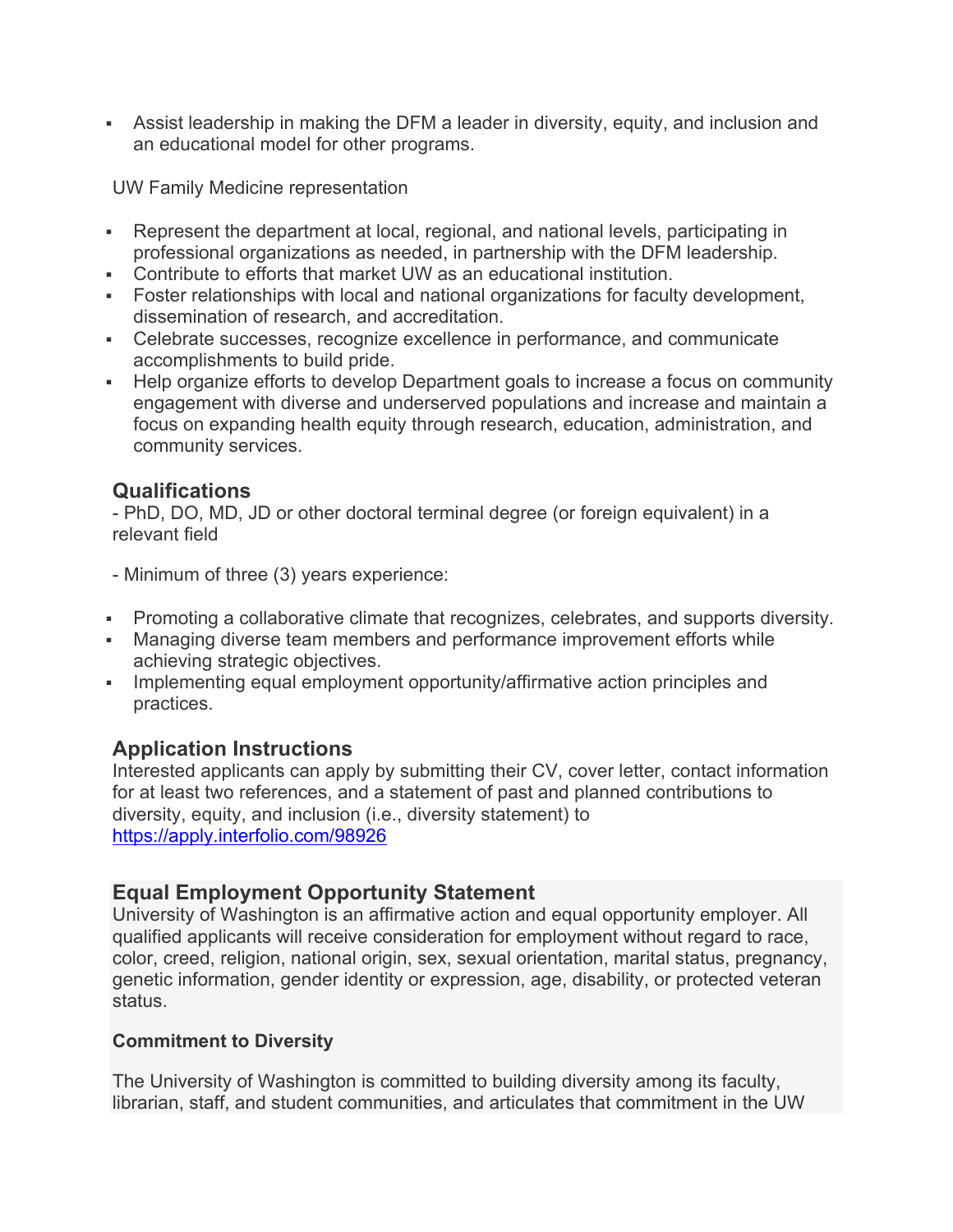- Assist leadership in making the DFM a leader in diversity, equity, and inclusion and an educational model for other programs.

UW Family Medicine representation

- Represent the department at local, regional, and national levels, participating in professional organizations as needed, in partnership with the DFM leadership.
- Contribute to efforts that market UW as an educational institution.
- Foster relationships with local and national organizations for faculty development, dissemination of research, and accreditation.
- Celebrate successes, recognize excellence in performance, and communicate accomplishments to build pride.
- Help organize efforts to develop Department goals to increase a focus on community engagement with diverse and underserved populations and increase and maintain a focus on expanding health equity through research, education, administration, and community services.

## Qualifications

- PhD, DO, MD, JD or other doctoral terminal degree (or foreign equivalent) in a relevant field

- Minimum of three (3) years experience:

- Promoting a collaborative climate that recognizes, celebrates, and supports diversity.
- Managing diverse team members and performance improvement efforts while achieving strategic objectives.
- Implementing equal employment opportunity/affirmative action principles and practices.

## Application Instructions

Interested applicants can apply by submitting their CV, cover letter, contact information for at least two references, and a statement of past and planned contributions to diversity, equity, and inclusion (i.e., diversity statement) to https://apply.interfolio.com/98926

## Equal Employment Opportunity Statement

University of Washington is an affirmative action and equal opportunity employer. All qualified applicants will receive consideration for employment without regard to race, color, creed, religion, national origin, sex, sexual orientation, marital status, pregnancy, genetic information, gender identity or expression, age, disability, or protected veteran status.

### Commitment to Diversity

The University of Washington is committed to building diversity among its faculty, librarian, staff, and student communities, and articulates that commitment in the UW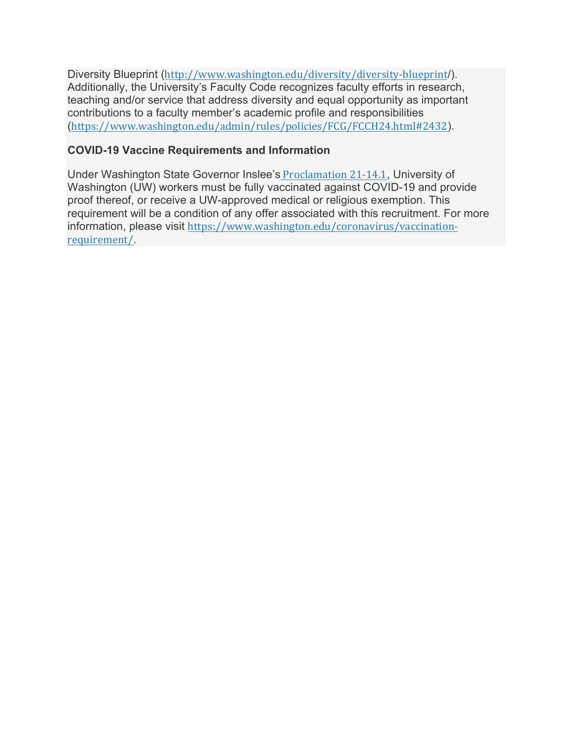Diversity Blueprint (http://www.washington.edu/diversity/diversity-blueprint/). Additionally, the University's Faculty Code recognizes faculty efforts in research, teaching and/or service that address diversity and equal opportunity as important contributions to a faculty member's academic profile and responsibilities (https://www.washington.edu/admin/rules/policies/FCG/FCCH24.html#2432).

**COVID-19 Vaccine Requirements and Information**

Under Washington State Governor Inslee's Proclamation 21-14.1, University of Washington (UW) workers must be fully vaccinated against COVID-19 and provide proof thereof, or receive a UW-approved medical or religious exemption. This requirement will be a condition of any offer associated with this recruitment. For more information, please visit https://www.washington.edu/coronavirus/vaccination-requirement/.